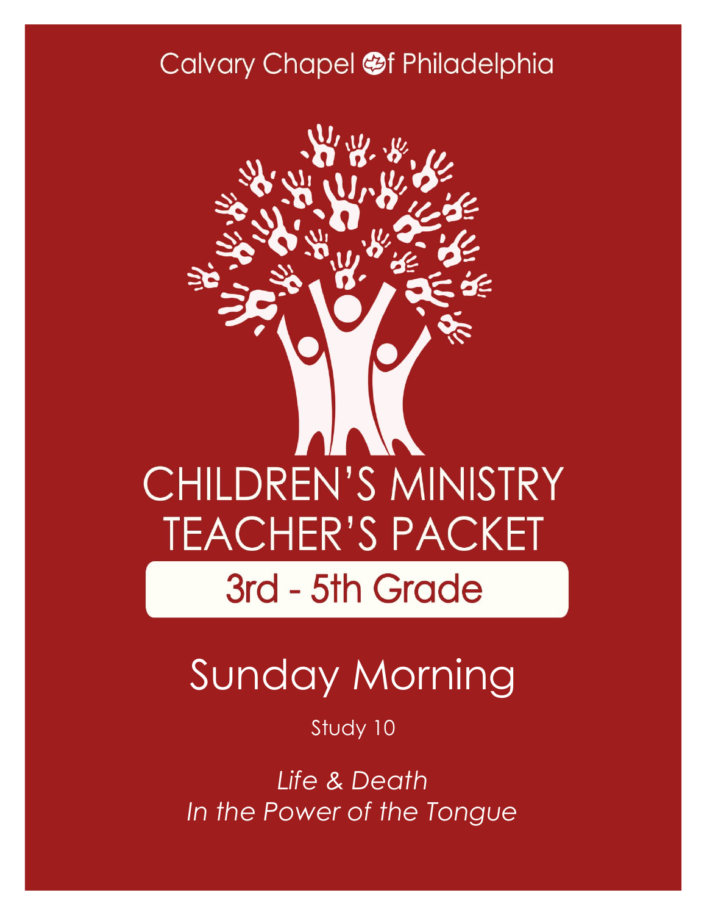Calvary Chapel of Philadelphia

# CHILDREN'S MINISTRY TEACHER'S PACKET

## 3rd - 5th Grade

# Sunday Morning

Study 10

*Life & Death*
*In the Power of the Tongue*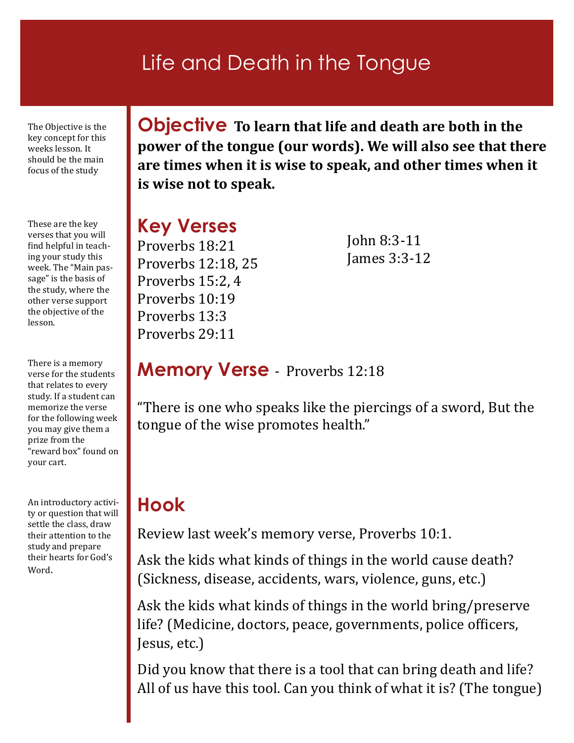# Life and Death in the Tongue

The Objective is the key concept for this weeks lesson. It should be the main focus of the study

## Objective

**To learn that life and death are both in the power of the tongue (our words). We will also see that there are times when it is wise to speak, and other times when it is wise not to speak.**

These are the key verses that you will find helpful in teaching your study this week. The "Main passage" is the basis of the study, where the other verse support the objective of the lesson.

## Key Verses

Proverbs 18:21
Proverbs 12:18, 25
Proverbs 15:2, 4
Proverbs 10:19
Proverbs 13:3
Proverbs 29:11
John 8:3-11
James 3:3-12

There is a memory verse for the students that relates to every study. If a student can memorize the verse for the following week you may give them a prize from the "reward box" found on your cart.

## Memory Verse - Proverbs 12:18

"There is one who speaks like the piercings of a sword, But the tongue of the wise promotes health."

An introductory activity or question that will settle the class, draw their attention to the study and prepare their hearts for God's Word.

## Hook

Review last week's memory verse, Proverbs 10:1.

Ask the kids what kinds of things in the world cause death? (Sickness, disease, accidents, wars, violence, guns, etc.)

Ask the kids what kinds of things in the world bring/preserve life? (Medicine, doctors, peace, governments, police officers, Jesus, etc.)

Did you know that there is a tool that can bring death and life? All of us have this tool. Can you think of what it is? (The tongue)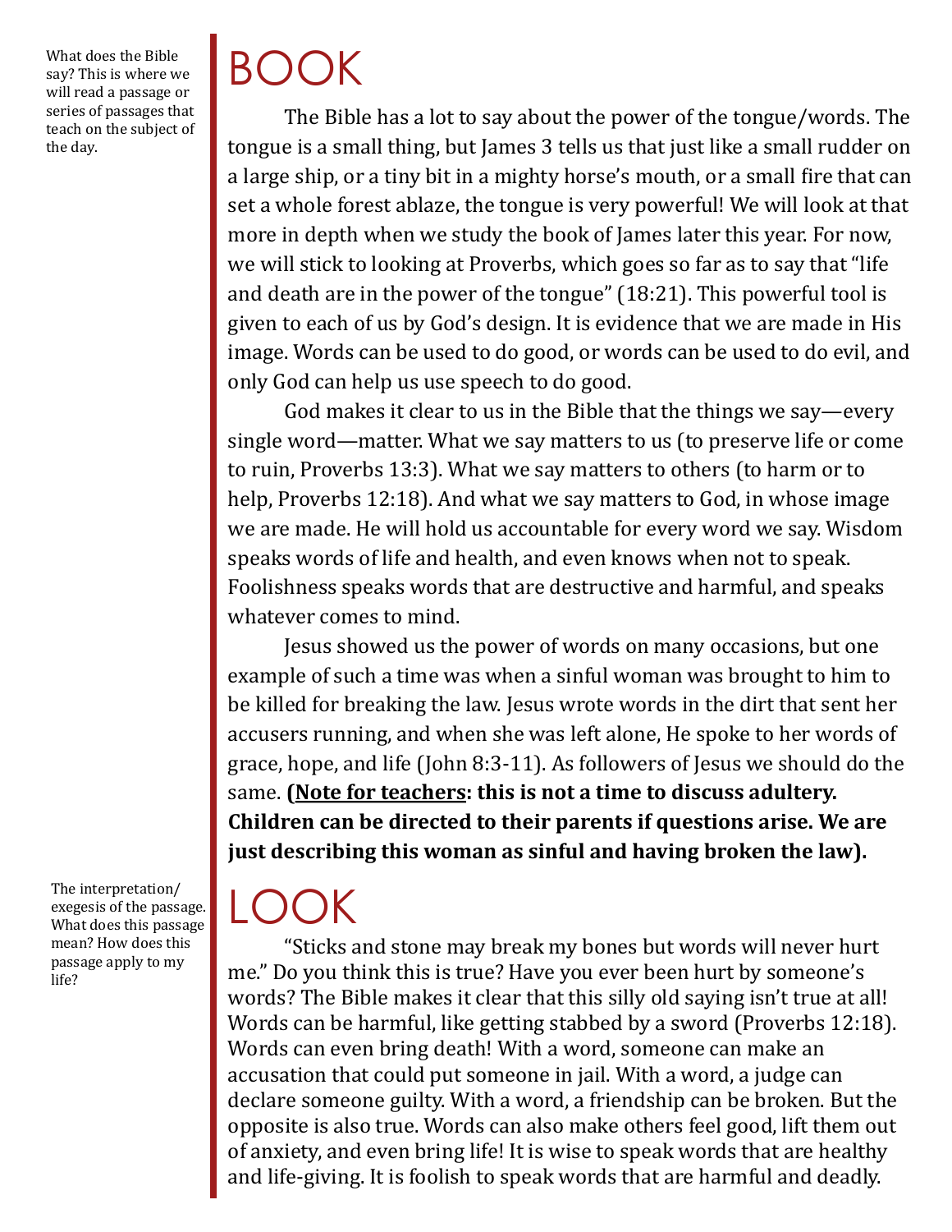What does the Bible say? This is where we will read a passage or series of passages that teach on the subject of the day.

# BOOK

The Bible has a lot to say about the power of the tongue/words. The tongue is a small thing, but James 3 tells us that just like a small rudder on a large ship, or a tiny bit in a mighty horse's mouth, or a small fire that can set a whole forest ablaze, the tongue is very powerful! We will look at that more in depth when we study the book of James later this year. For now, we will stick to looking at Proverbs, which goes so far as to say that "life and death are in the power of the tongue" (18:21). This powerful tool is given to each of us by God's design. It is evidence that we are made in His image. Words can be used to do good, or words can be used to do evil, and only God can help us use speech to do good.

God makes it clear to us in the Bible that the things we say—every single word—matter. What we say matters to us (to preserve life or come to ruin, Proverbs 13:3). What we say matters to others (to harm or to help, Proverbs 12:18). And what we say matters to God, in whose image we are made. He will hold us accountable for every word we say. Wisdom speaks words of life and health, and even knows when not to speak. Foolishness speaks words that are destructive and harmful, and speaks whatever comes to mind.

Jesus showed us the power of words on many occasions, but one example of such a time was when a sinful woman was brought to him to be killed for breaking the law. Jesus wrote words in the dirt that sent her accusers running, and when she was left alone, He spoke to her words of grace, hope, and life (John 8:3-11). As followers of Jesus we should do the same. **(<u>Note for teachers</u>: this is not a time to discuss adultery. Children can be directed to their parents if questions arise. We are just describing this woman as sinful and having broken the law).**

The interpretation/exegesis of the passage. What does this passage mean? How does this passage apply to my life?

# LOOK

"Sticks and stone may break my bones but words will never hurt me." Do you think this is true? Have you ever been hurt by someone's words? The Bible makes it clear that this silly old saying isn't true at all! Words can be harmful, like getting stabbed by a sword (Proverbs 12:18). Words can even bring death! With a word, someone can make an accusation that could put someone in jail. With a word, a judge can declare someone guilty. With a word, a friendship can be broken. But the opposite is also true. Words can also make others feel good, lift them out of anxiety, and even bring life! It is wise to speak words that are healthy and life-giving. It is foolish to speak words that are harmful and deadly.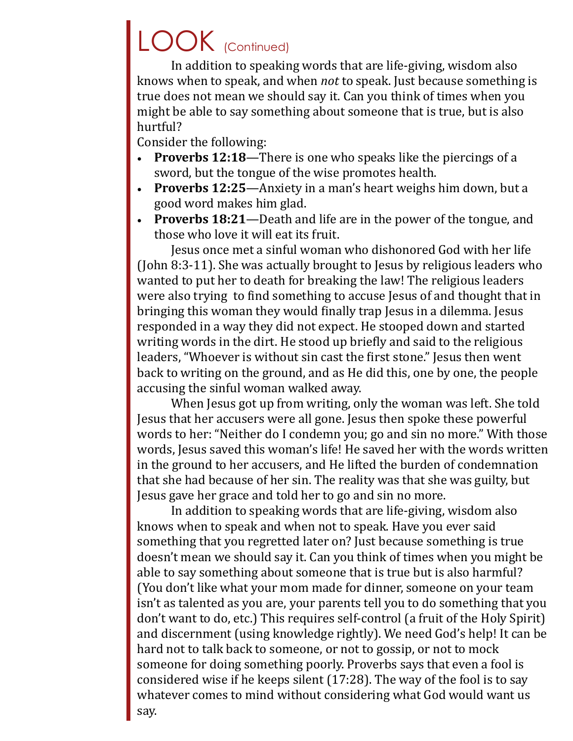# LOOK (Continued)

In addition to speaking words that are life-giving, wisdom also knows when to speak, and when *not* to speak. Just because something is true does not mean we should say it. Can you think of times when you might be able to say something about someone that is true, but is also hurtful?

Consider the following:

- **Proverbs 12:18**—There is one who speaks like the piercings of a sword, but the tongue of the wise promotes health.
- **Proverbs 12:25**—Anxiety in a man's heart weighs him down, but a good word makes him glad.
- **Proverbs 18:21**—Death and life are in the power of the tongue, and those who love it will eat its fruit.

Jesus once met a sinful woman who dishonored God with her life (John 8:3-11). She was actually brought to Jesus by religious leaders who wanted to put her to death for breaking the law! The religious leaders were also trying to find something to accuse Jesus of and thought that in bringing this woman they would finally trap Jesus in a dilemma. Jesus responded in a way they did not expect. He stooped down and started writing words in the dirt. He stood up briefly and said to the religious leaders, "Whoever is without sin cast the first stone." Jesus then went back to writing on the ground, and as He did this, one by one, the people accusing the sinful woman walked away.

When Jesus got up from writing, only the woman was left. She told Jesus that her accusers were all gone. Jesus then spoke these powerful words to her: "Neither do I condemn you; go and sin no more." With those words, Jesus saved this woman's life! He saved her with the words written in the ground to her accusers, and He lifted the burden of condemnation that she had because of her sin. The reality was that she was guilty, but Jesus gave her grace and told her to go and sin no more.

In addition to speaking words that are life-giving, wisdom also knows when to speak and when not to speak. Have you ever said something that you regretted later on? Just because something is true doesn't mean we should say it. Can you think of times when you might be able to say something about someone that is true but is also harmful? (You don't like what your mom made for dinner, someone on your team isn't as talented as you are, your parents tell you to do something that you don't want to do, etc.) This requires self-control (a fruit of the Holy Spirit) and discernment (using knowledge rightly). We need God's help! It can be hard not to talk back to someone, or not to gossip, or not to mock someone for doing something poorly. Proverbs says that even a fool is considered wise if he keeps silent (17:28). The way of the fool is to say whatever comes to mind without considering what God would want us say.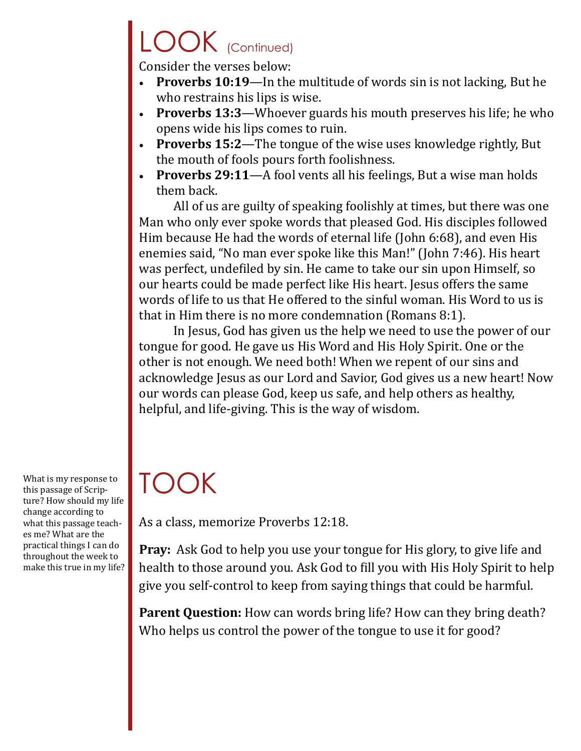# LOOK (Continued)

Consider the verses below:

- **Proverbs 10:19**—In the multitude of words sin is not lacking, But he who restrains his lips is wise.
- **Proverbs 13:3**—Whoever guards his mouth preserves his life; he who opens wide his lips comes to ruin.
- **Proverbs 15:2**—The tongue of the wise uses knowledge rightly, But the mouth of fools pours forth foolishness.
- **Proverbs 29:11**—A fool vents all his feelings, But a wise man holds them back.

All of us are guilty of speaking foolishly at times, but there was one Man who only ever spoke words that pleased God. His disciples followed Him because He had the words of eternal life (John 6:68), and even His enemies said, "No man ever spoke like this Man!" (John 7:46). His heart was perfect, undefiled by sin. He came to take our sin upon Himself, so our hearts could be made perfect like His heart. Jesus offers the same words of life to us that He offered to the sinful woman. His Word to us is that in Him there is no more condemnation (Romans 8:1).

In Jesus, God has given us the help we need to use the power of our tongue for good. He gave us His Word and His Holy Spirit. One or the other is not enough. We need both! When we repent of our sins and acknowledge Jesus as our Lord and Savior, God gives us a new heart! Now our words can please God, keep us safe, and help others as healthy, helpful, and life-giving. This is the way of wisdom.

# TOOK

What is my response to this passage of Scripture? How should my life change according to what this passage teaches me? What are the practical things I can do throughout the week to make this true in my life?

As a class, memorize Proverbs 12:18.

**Pray:** Ask God to help you use your tongue for His glory, to give life and health to those around you. Ask God to fill you with His Holy Spirit to help give you self-control to keep from saying things that could be harmful.

**Parent Question:** How can words bring life? How can they bring death? Who helps us control the power of the tongue to use it for good?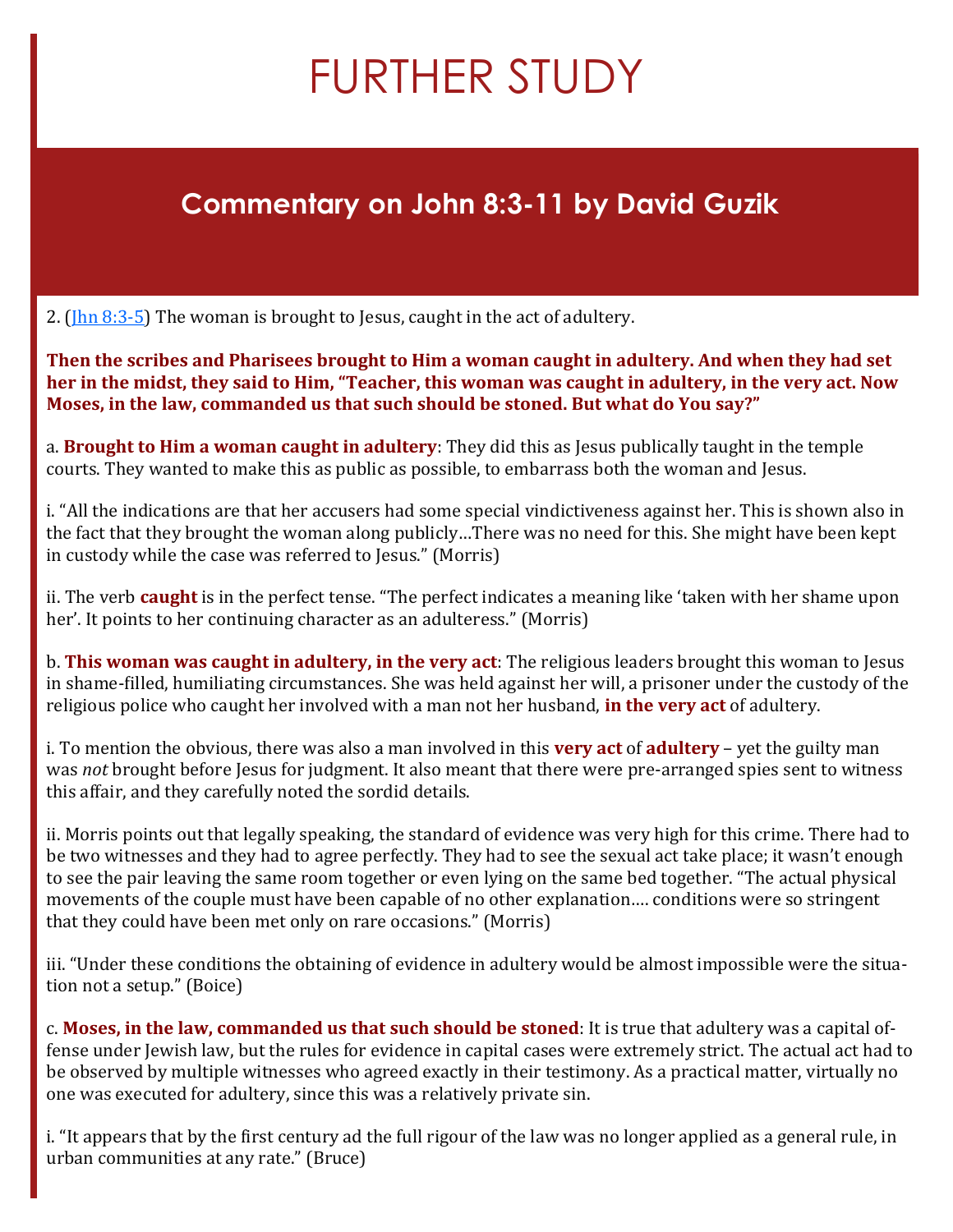# FURTHER STUDY

## Commentary on John 8:3-11 by David Guzik

2. ([Jhn 8:3-5](#)) The woman is brought to Jesus, caught in the act of adultery.

**Then the scribes and Pharisees brought to Him a woman caught in adultery. And when they had set her in the midst, they said to Him, "Teacher, this woman was caught in adultery, in the very act. Now Moses, in the law, commanded us that such should be stoned. But what do You say?"**

a. **Brought to Him a woman caught in adultery**: They did this as Jesus publically taught in the temple courts. They wanted to make this as public as possible, to embarrass both the woman and Jesus.

i. "All the indications are that her accusers had some special vindictiveness against her. This is shown also in the fact that they brought the woman along publicly…There was no need for this. She might have been kept in custody while the case was referred to Jesus." (Morris)

ii. The verb **caught** is in the perfect tense. "The perfect indicates a meaning like 'taken with her shame upon her'. It points to her continuing character as an adulteress." (Morris)

b. **This woman was caught in adultery, in the very act**: The religious leaders brought this woman to Jesus in shame-filled, humiliating circumstances. She was held against her will, a prisoner under the custody of the religious police who caught her involved with a man not her husband, **in the very act** of adultery.

i. To mention the obvious, there was also a man involved in this **very act** of **adultery** – yet the guilty man was *not* brought before Jesus for judgment. It also meant that there were pre-arranged spies sent to witness this affair, and they carefully noted the sordid details.

ii. Morris points out that legally speaking, the standard of evidence was very high for this crime. There had to be two witnesses and they had to agree perfectly. They had to see the sexual act take place; it wasn't enough to see the pair leaving the same room together or even lying on the same bed together. "The actual physical movements of the couple must have been capable of no other explanation…. conditions were so stringent that they could have been met only on rare occasions." (Morris)

iii. "Under these conditions the obtaining of evidence in adultery would be almost impossible were the situation not a setup." (Boice)

c. **Moses, in the law, commanded us that such should be stoned**: It is true that adultery was a capital offense under Jewish law, but the rules for evidence in capital cases were extremely strict. The actual act had to be observed by multiple witnesses who agreed exactly in their testimony. As a practical matter, virtually no one was executed for adultery, since this was a relatively private sin.

i. "It appears that by the first century ad the full rigour of the law was no longer applied as a general rule, in urban communities at any rate." (Bruce)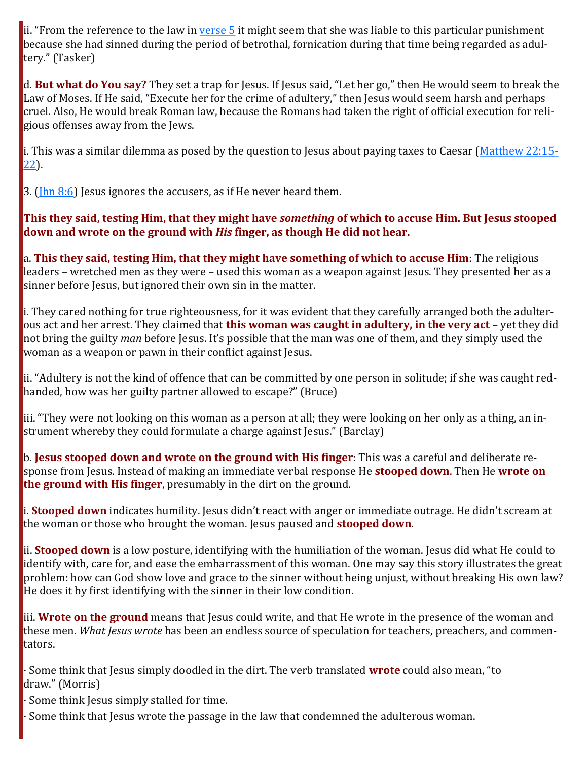ii. "From the reference to the law in [verse 5](#) it might seem that she was liable to this particular punishment because she had sinned during the period of betrothal, fornication during that time being regarded as adultery." (Tasker)

d. **But what do You say?** They set a trap for Jesus. If Jesus said, "Let her go," then He would seem to break the Law of Moses. If He said, "Execute her for the crime of adultery," then Jesus would seem harsh and perhaps cruel. Also, He would break Roman law, because the Romans had taken the right of official execution for religious offenses away from the Jews.

i. This was a similar dilemma as posed by the question to Jesus about paying taxes to Caesar ([Matthew 22:15-22](#)).

3. ([Jhn 8:6](#)) Jesus ignores the accusers, as if He never heard them.

**This they said, testing Him, that they might have *something* of which to accuse Him. But Jesus stooped down and wrote on the ground with *His* finger, as though He did not hear.**

a. **This they said, testing Him, that they might have something of which to accuse Him**: The religious leaders – wretched men as they were – used this woman as a weapon against Jesus. They presented her as a sinner before Jesus, but ignored their own sin in the matter.

i. They cared nothing for true righteousness, for it was evident that they carefully arranged both the adulterous act and her arrest. They claimed that **this woman was caught in adultery, in the very act** – yet they did not bring the guilty *man* before Jesus. It's possible that the man was one of them, and they simply used the woman as a weapon or pawn in their conflict against Jesus.

ii. "Adultery is not the kind of offence that can be committed by one person in solitude; if she was caught red-handed, how was her guilty partner allowed to escape?" (Bruce)

iii. "They were not looking on this woman as a person at all; they were looking on her only as a thing, an instrument whereby they could formulate a charge against Jesus." (Barclay)

b. **Jesus stooped down and wrote on the ground with His finger**: This was a careful and deliberate response from Jesus. Instead of making an immediate verbal response He **stooped down**. Then He **wrote on the ground with His finger**, presumably in the dirt on the ground.

i. **Stooped down** indicates humility. Jesus didn't react with anger or immediate outrage. He didn't scream at the woman or those who brought the woman. Jesus paused and **stooped down**.

ii. **Stooped down** is a low posture, identifying with the humiliation of the woman. Jesus did what He could to identify with, care for, and ease the embarrassment of this woman. One may say this story illustrates the great problem: how can God show love and grace to the sinner without being unjust, without breaking His own law? He does it by first identifying with the sinner in their low condition.

iii. **Wrote on the ground** means that Jesus could write, and that He wrote in the presence of the woman and these men. *What Jesus wrote* has been an endless source of speculation for teachers, preachers, and commentators.

· Some think that Jesus simply doodled in the dirt. The verb translated **wrote** could also mean, "to draw." (Morris)
· Some think Jesus simply stalled for time.
· Some think that Jesus wrote the passage in the law that condemned the adulterous woman.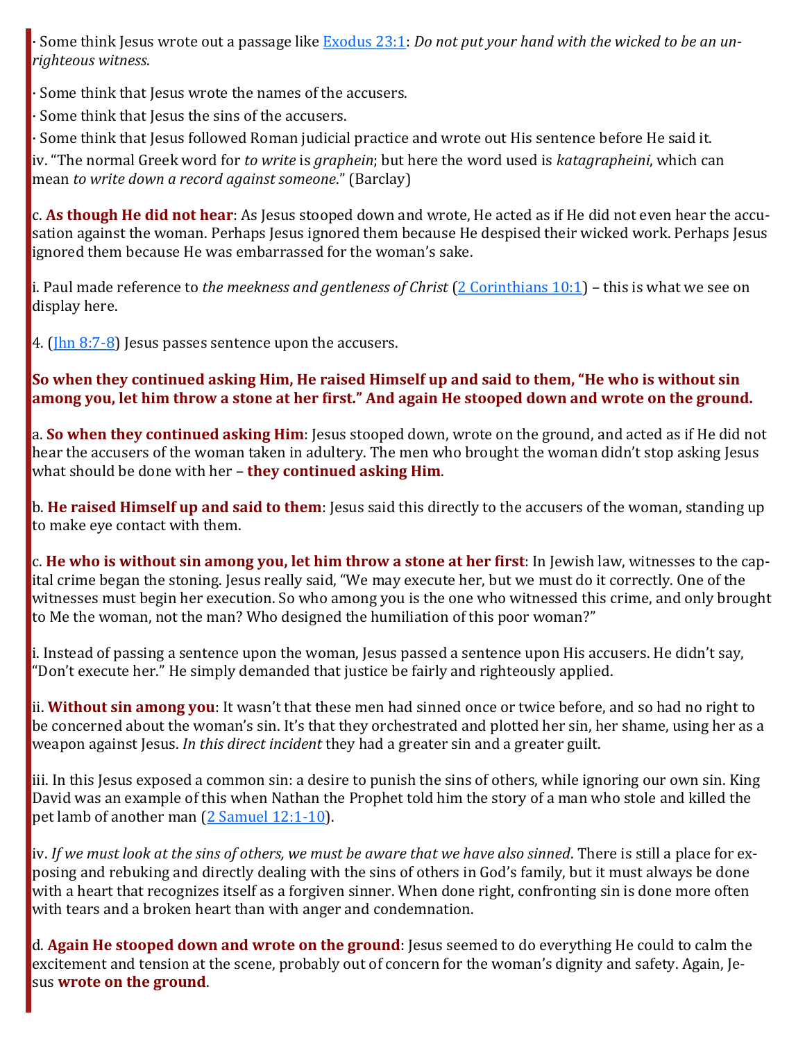· Some think Jesus wrote out a passage like [Exodus 23:1](): *Do not put your hand with the wicked to be an unrighteous witness*.

· Some think that Jesus wrote the names of the accusers.

· Some think that Jesus the sins of the accusers.

· Some think that Jesus followed Roman judicial practice and wrote out His sentence before He said it.

iv. "The normal Greek word for *to write* is *graphein*; but here the word used is *katagrapheini*, which can mean *to write down a record against someone*." (Barclay)

c. **As though He did not hear**: As Jesus stooped down and wrote, He acted as if He did not even hear the accusation against the woman. Perhaps Jesus ignored them because He despised their wicked work. Perhaps Jesus ignored them because He was embarrassed for the woman's sake.

i. Paul made reference to *the meekness and gentleness of Christ* ([2 Corinthians 10:1]()) – this is what we see on display here.

4. ([Jhn 8:7-8]()) Jesus passes sentence upon the accusers.

**So when they continued asking Him, He raised Himself up and said to them, "He who is without sin among you, let him throw a stone at her first." And again He stooped down and wrote on the ground.**

a. **So when they continued asking Him**: Jesus stooped down, wrote on the ground, and acted as if He did not hear the accusers of the woman taken in adultery. The men who brought the woman didn't stop asking Jesus what should be done with her – **they continued asking Him**.

b. **He raised Himself up and said to them**: Jesus said this directly to the accusers of the woman, standing up to make eye contact with them.

c. **He who is without sin among you, let him throw a stone at her first**: In Jewish law, witnesses to the capital crime began the stoning. Jesus really said, "We may execute her, but we must do it correctly. One of the witnesses must begin her execution. So who among you is the one who witnessed this crime, and only brought to Me the woman, not the man? Who designed the humiliation of this poor woman?"

i. Instead of passing a sentence upon the woman, Jesus passed a sentence upon His accusers. He didn't say, "Don't execute her." He simply demanded that justice be fairly and righteously applied.

ii. **Without sin among you**: It wasn't that these men had sinned once or twice before, and so had no right to be concerned about the woman's sin. It's that they orchestrated and plotted her sin, her shame, using her as a weapon against Jesus. *In this direct incident* they had a greater sin and a greater guilt.

iii. In this Jesus exposed a common sin: a desire to punish the sins of others, while ignoring our own sin. King David was an example of this when Nathan the Prophet told him the story of a man who stole and killed the pet lamb of another man ([2 Samuel 12:1-10]()).

iv. *If we must look at the sins of others, we must be aware that we have also sinned*. There is still a place for exposing and rebuking and directly dealing with the sins of others in God's family, but it must always be done with a heart that recognizes itself as a forgiven sinner. When done right, confronting sin is done more often with tears and a broken heart than with anger and condemnation.

d. **Again He stooped down and wrote on the ground**: Jesus seemed to do everything He could to calm the excitement and tension at the scene, probably out of concern for the woman's dignity and safety. Again, Jesus **wrote on the ground**.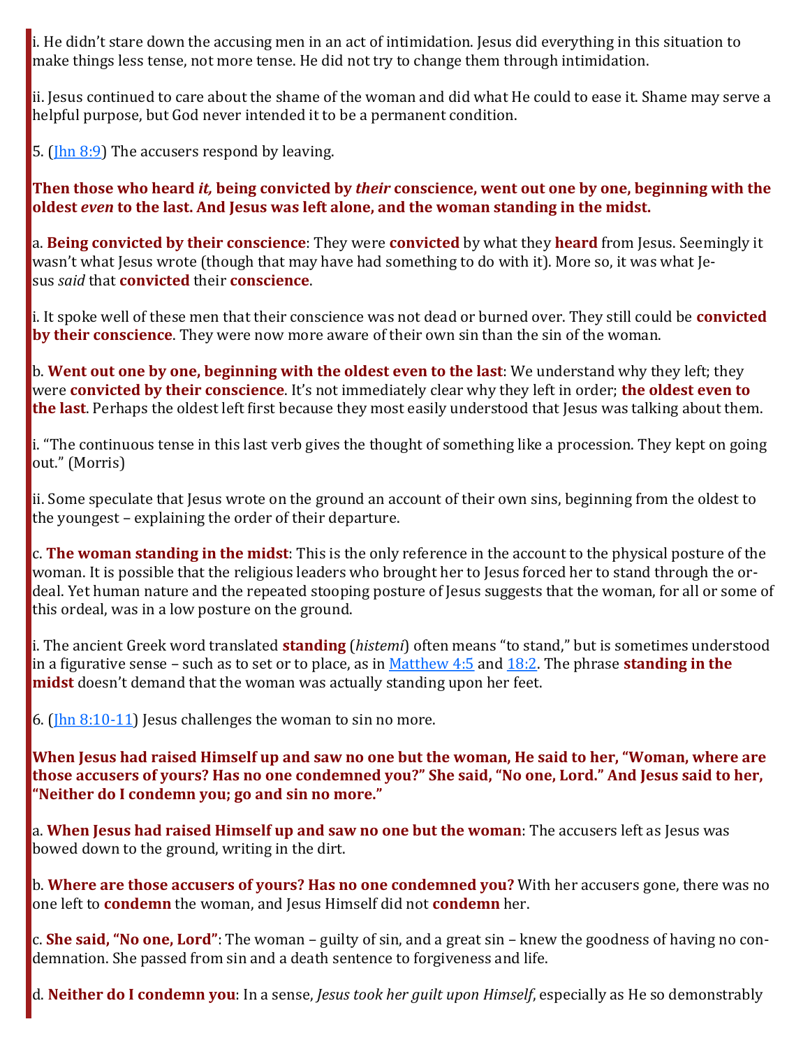i. He didn't stare down the accusing men in an act of intimidation. Jesus did everything in this situation to make things less tense, not more tense. He did not try to change them through intimidation.

ii. Jesus continued to care about the shame of the woman and did what He could to ease it. Shame may serve a helpful purpose, but God never intended it to be a permanent condition.

5. (Jhn 8:9) The accusers respond by leaving.

**Then those who heard *it,* being convicted by *their* conscience, went out one by one, beginning with the oldest *even* to the last. And Jesus was left alone, and the woman standing in the midst.**

a. **Being convicted by their conscience**: They were **convicted** by what they **heard** from Jesus. Seemingly it wasn't what Jesus wrote (though that may have had something to do with it). More so, it was what Jesus *said* that **convicted** their **conscience**.

i. It spoke well of these men that their conscience was not dead or burned over. They still could be **convicted by their conscience**. They were now more aware of their own sin than the sin of the woman.

b. **Went out one by one, beginning with the oldest even to the last**: We understand why they left; they were **convicted by their conscience**. It's not immediately clear why they left in order; **the oldest even to the last**. Perhaps the oldest left first because they most easily understood that Jesus was talking about them.

i. "The continuous tense in this last verb gives the thought of something like a procession. They kept on going out." (Morris)

ii. Some speculate that Jesus wrote on the ground an account of their own sins, beginning from the oldest to the youngest – explaining the order of their departure.

c. **The woman standing in the midst**: This is the only reference in the account to the physical posture of the woman. It is possible that the religious leaders who brought her to Jesus forced her to stand through the ordeal. Yet human nature and the repeated stooping posture of Jesus suggests that the woman, for all or some of this ordeal, was in a low posture on the ground.

i. The ancient Greek word translated **standing** (*histemi*) often means "to stand," but is sometimes understood in a figurative sense – such as to set or to place, as in Matthew 4:5 and 18:2. The phrase **standing in the midst** doesn't demand that the woman was actually standing upon her feet.

6. (Jhn 8:10-11) Jesus challenges the woman to sin no more.

**When Jesus had raised Himself up and saw no one but the woman, He said to her, "Woman, where are those accusers of yours? Has no one condemned you?" She said, "No one, Lord." And Jesus said to her, "Neither do I condemn you; go and sin no more."**

a. **When Jesus had raised Himself up and saw no one but the woman**: The accusers left as Jesus was bowed down to the ground, writing in the dirt.

b. **Where are those accusers of yours? Has no one condemned you?** With her accusers gone, there was no one left to **condemn** the woman, and Jesus Himself did not **condemn** her.

c. **She said, "No one, Lord"**: The woman – guilty of sin, and a great sin – knew the goodness of having no condemnation. She passed from sin and a death sentence to forgiveness and life.

d. **Neither do I condemn you**: In a sense, *Jesus took her guilt upon Himself*, especially as He so demonstrably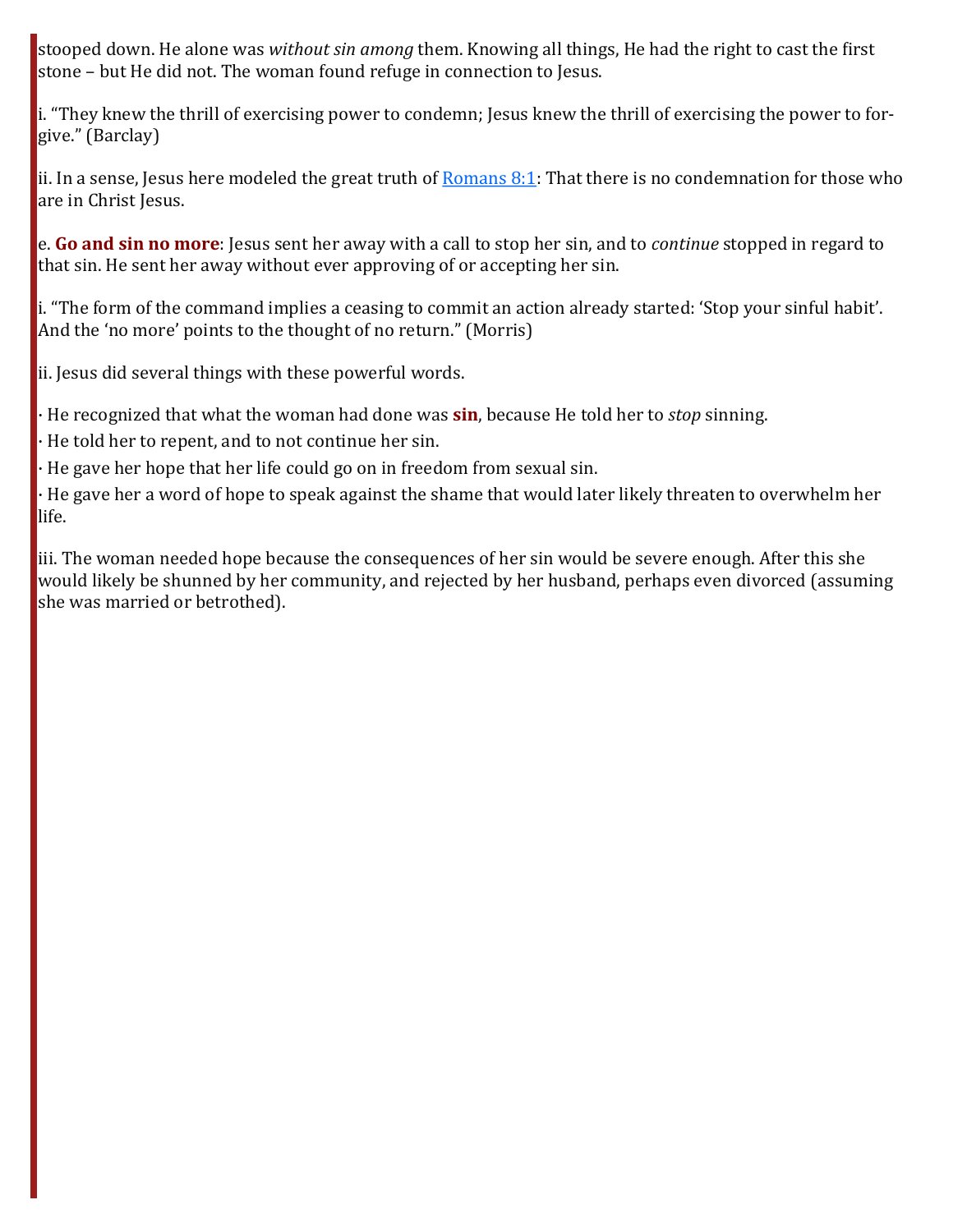stooped down. He alone was *without sin among* them. Knowing all things, He had the right to cast the first stone – but He did not. The woman found refuge in connection to Jesus.

i. "They knew the thrill of exercising power to condemn; Jesus knew the thrill of exercising the power to forgive." (Barclay)

ii. In a sense, Jesus here modeled the great truth of Romans 8:1: That there is no condemnation for those who are in Christ Jesus.

e. **Go and sin no more**: Jesus sent her away with a call to stop her sin, and to *continue* stopped in regard to that sin. He sent her away without ever approving of or accepting her sin.

i. "The form of the command implies a ceasing to commit an action already started: 'Stop your sinful habit'. And the 'no more' points to the thought of no return." (Morris)

ii. Jesus did several things with these powerful words.

· He recognized that what the woman had done was **sin**, because He told her to *stop* sinning.
· He told her to repent, and to not continue her sin.
· He gave her hope that her life could go on in freedom from sexual sin.
· He gave her a word of hope to speak against the shame that would later likely threaten to overwhelm her life.

iii. The woman needed hope because the consequences of her sin would be severe enough. After this she would likely be shunned by her community, and rejected by her husband, perhaps even divorced (assuming she was married or betrothed).